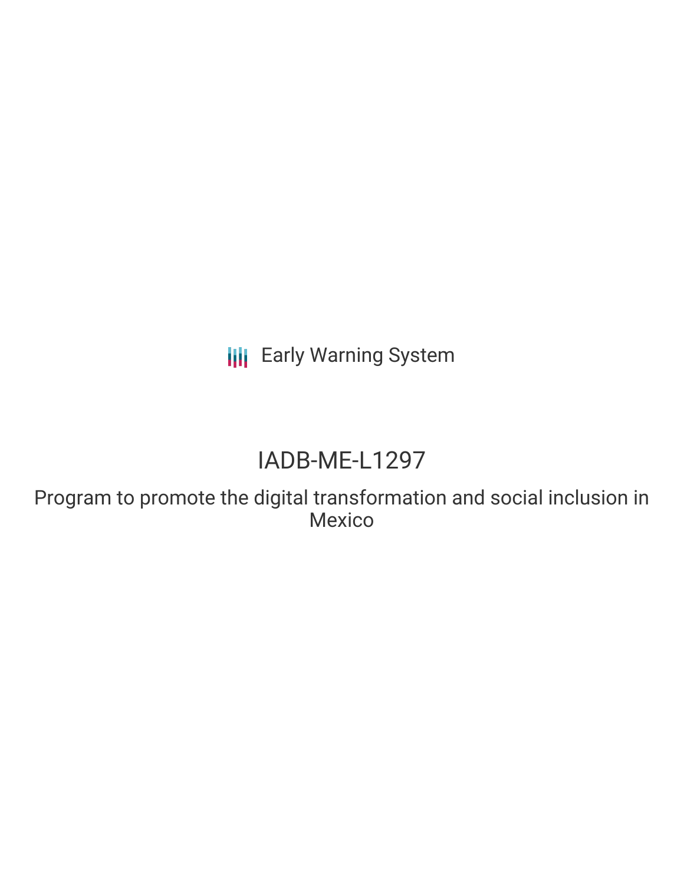Early Warning System

# IADB-ME-L1297

## Program to promote the digital transformation and social inclusion in Mexico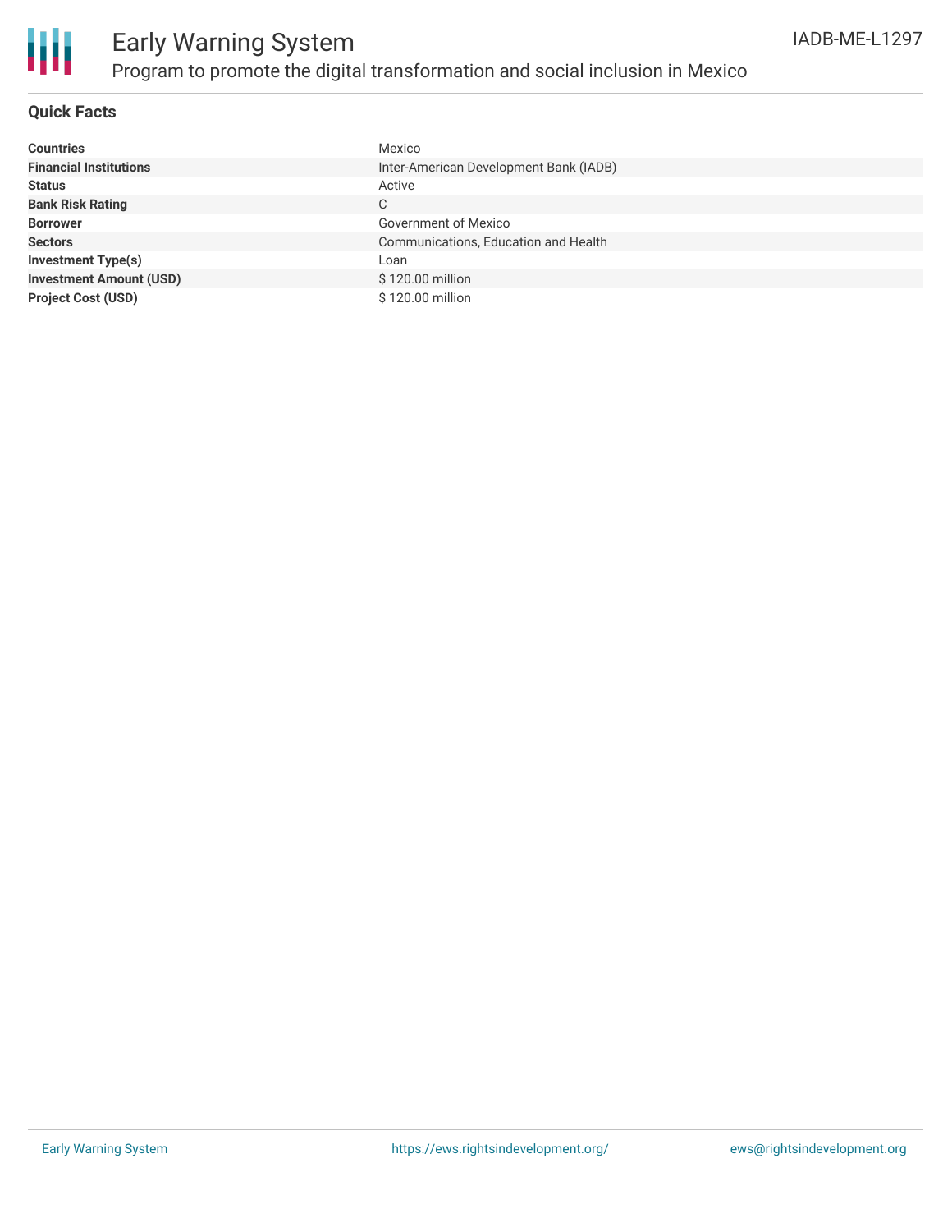# Early Warning System

## Program to promote the digital transformation and social inclusion in Mexico

IADB-ME-L1297

### Quick Facts

| | |
|---|---|
| **Countries** | Mexico |
| **Financial Institutions** | Inter-American Development Bank (IADB) |
| **Status** | Active |
| **Bank Risk Rating** | C |
| **Borrower** | Government of Mexico |
| **Sectors** | Communications, Education and Health |
| **Investment Type(s)** | Loan |
| **Investment Amount (USD)** | $ 120.00 million |
| **Project Cost (USD)** | $ 120.00 million |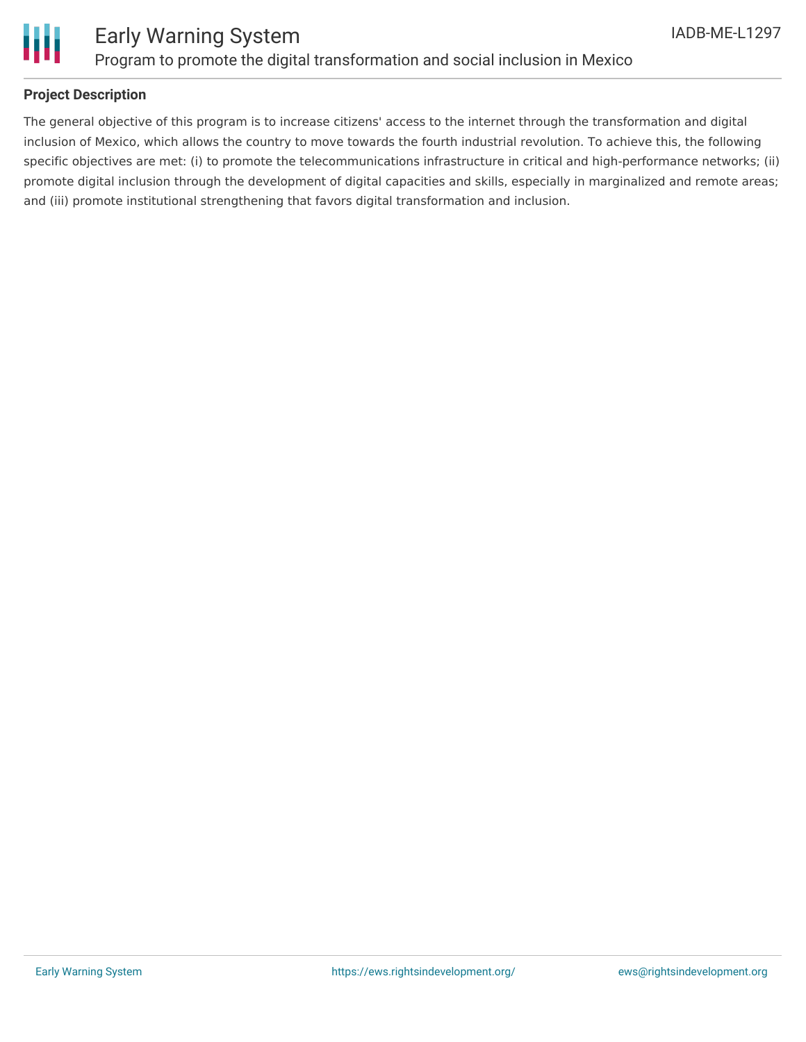## Project Description

The general objective of this program is to increase citizens' access to the internet through the transformation and digital inclusion of Mexico, which allows the country to move towards the fourth industrial revolution. To achieve this, the following specific objectives are met: (i) to promote the telecommunications infrastructure in critical and high-performance networks; (ii) promote digital inclusion through the development of digital capacities and skills, especially in marginalized and remote areas; and (iii) promote institutional strengthening that favors digital transformation and inclusion.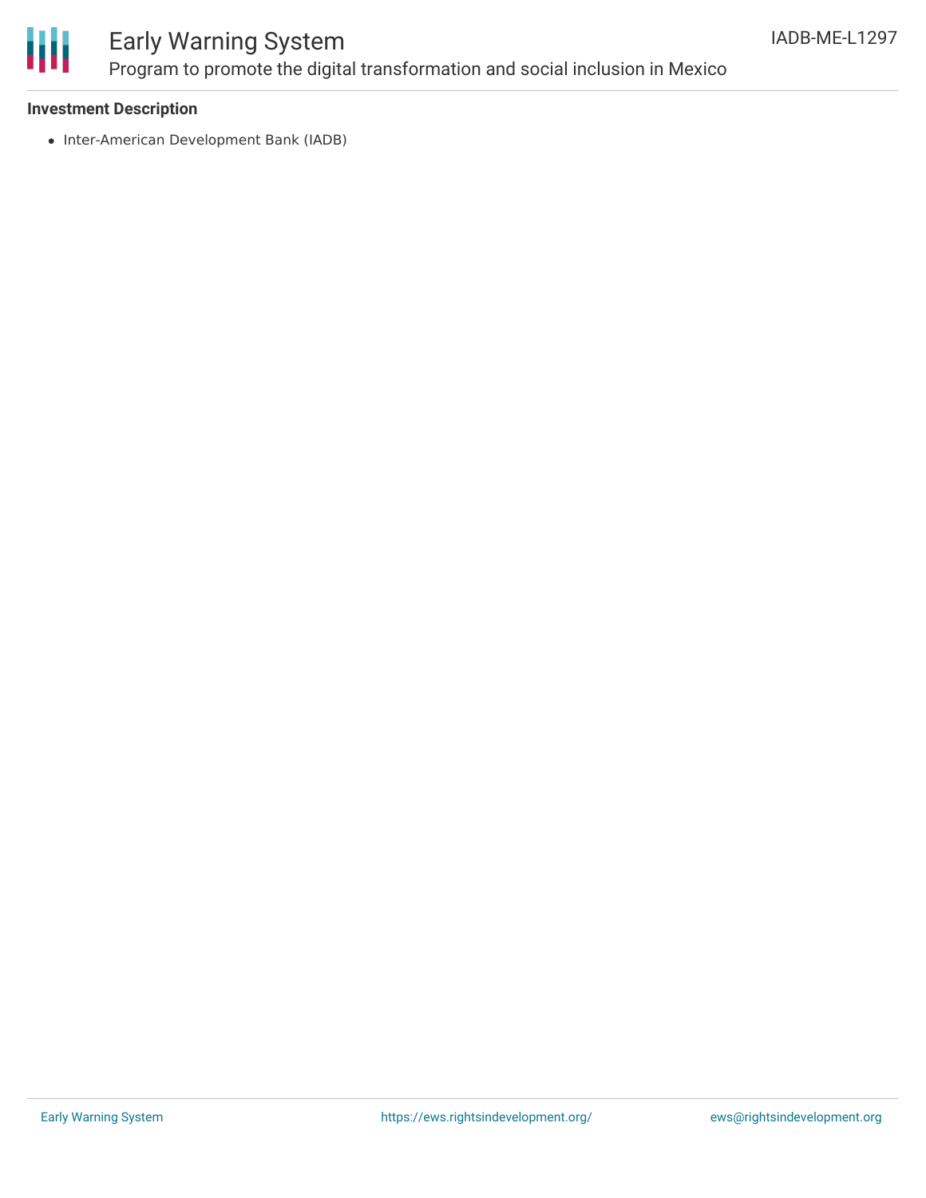### Investment Description

- Inter-American Development Bank (IADB)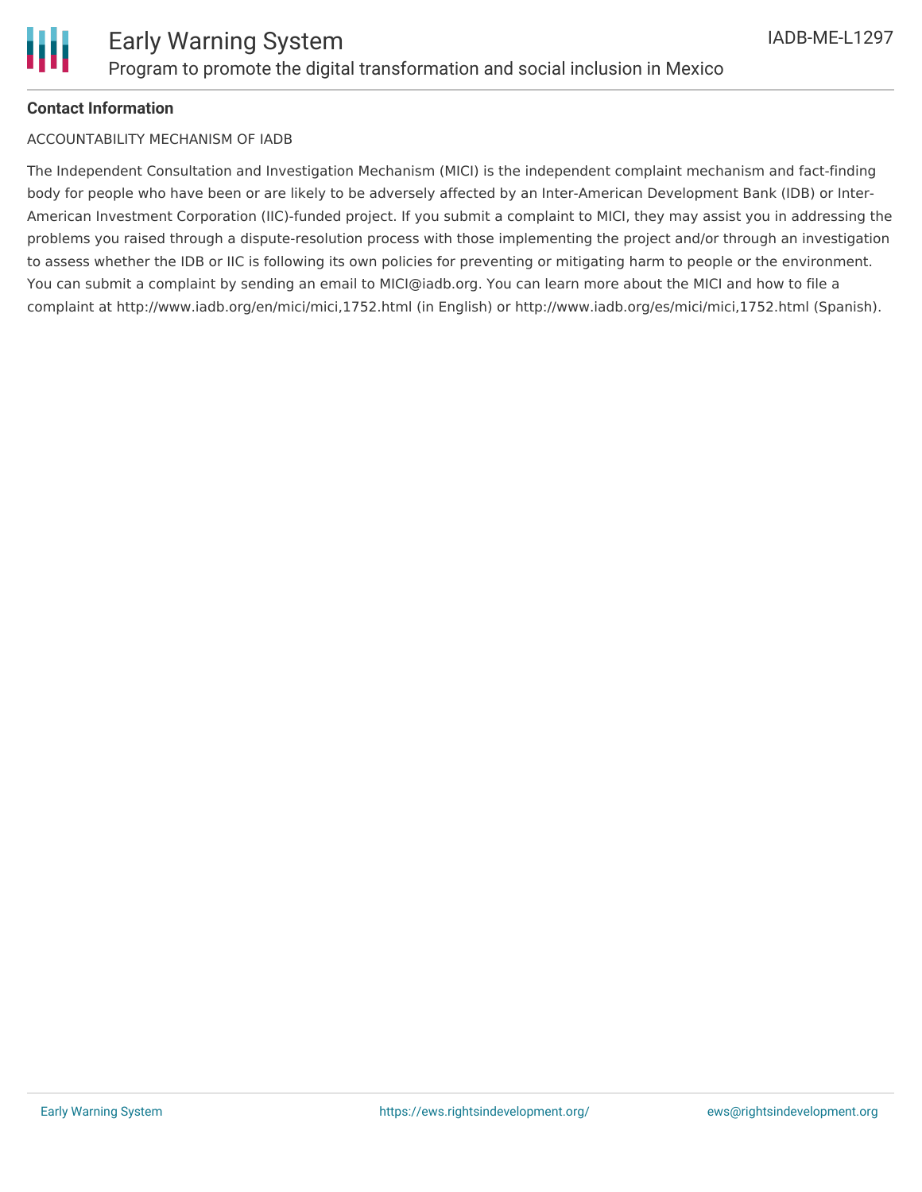**Contact Information**

ACCOUNTABILITY MECHANISM OF IADB

The Independent Consultation and Investigation Mechanism (MICI) is the independent complaint mechanism and fact-finding body for people who have been or are likely to be adversely affected by an Inter-American Development Bank (IDB) or Inter-American Investment Corporation (IIC)-funded project. If you submit a complaint to MICI, they may assist you in addressing the problems you raised through a dispute-resolution process with those implementing the project and/or through an investigation to assess whether the IDB or IIC is following its own policies for preventing or mitigating harm to people or the environment. You can submit a complaint by sending an email to MICI@iadb.org. You can learn more about the MICI and how to file a complaint at http://www.iadb.org/en/mici/mici,1752.html (in English) or http://www.iadb.org/es/mici/mici,1752.html (Spanish).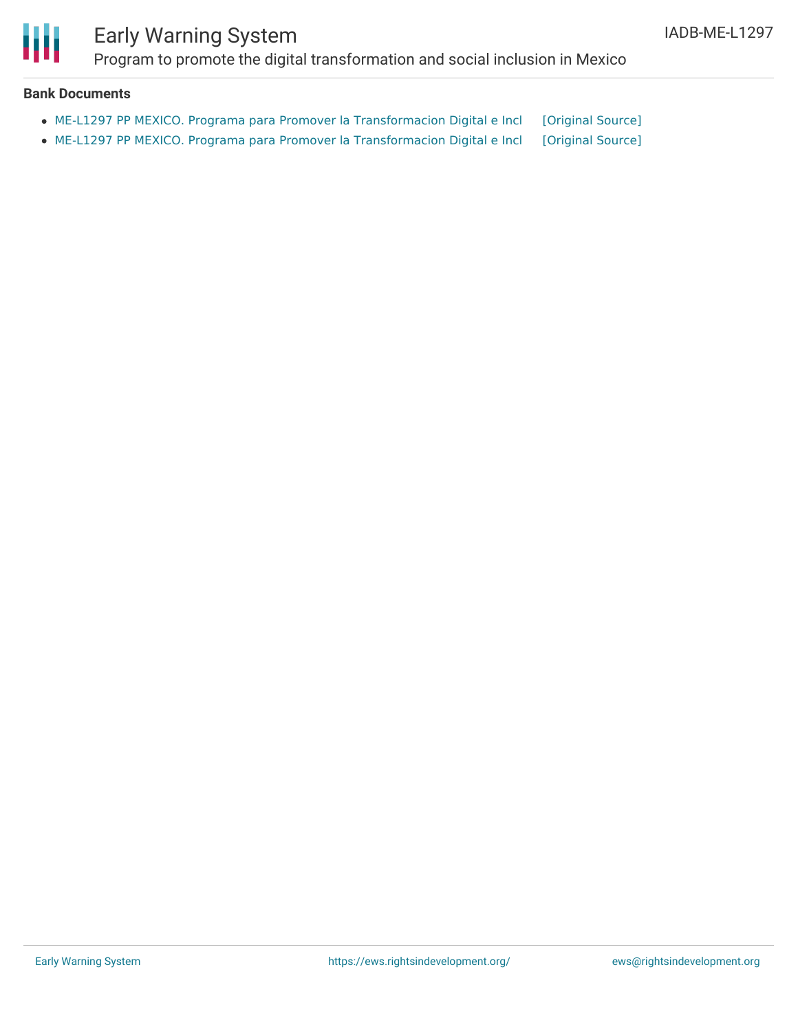**Bank Documents**

- ME-L1297 PP MEXICO. Programa para Promover la Transformacion Digital e Incl [Original Source]
- ME-L1297 PP MEXICO. Programa para Promover la Transformacion Digital e Incl [Original Source]